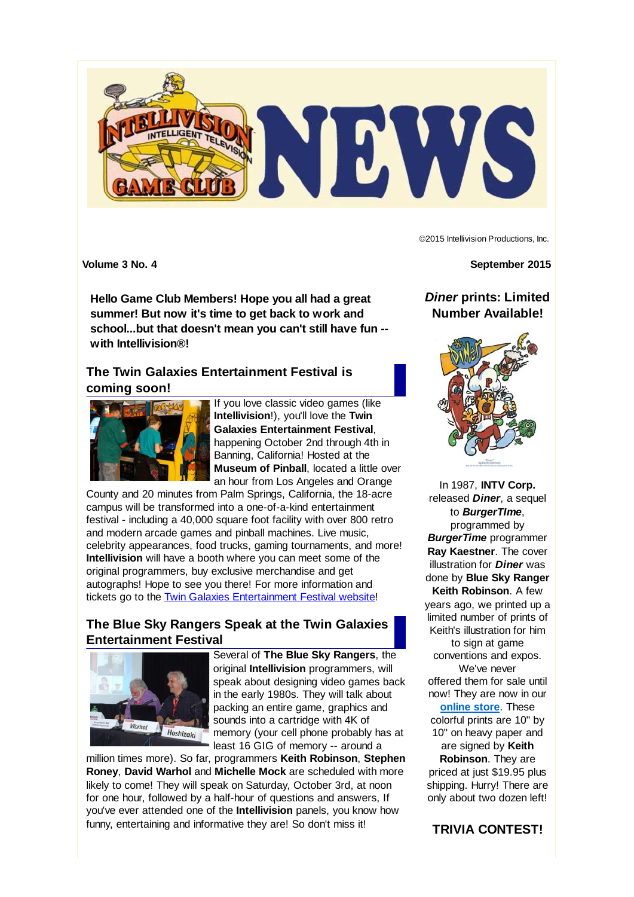©2015 Intellivision Productions, Inc.

**Volume 3 No. 4** **September 2015**

**Hello Game Club Members! Hope you all had a great summer! But now it's time to get back to work and school...but that doesn't mean you can't still have fun -- with Intellivision®!**

## The Twin Galaxies Entertainment Festival is coming soon!

If you love classic video games (like **Intellivision**!), you'll love the **Twin Galaxies Entertainment Festival**, happening October 2nd through 4th in Banning, California! Hosted at the **Museum of Pinball**, located a little over an hour from Los Angeles and Orange County and 20 minutes from Palm Springs, California, the 18-acre campus will be transformed into a one-of-a-kind entertainment festival - including a 40,000 square foot facility with over 800 retro and modern arcade games and pinball machines. Live music, celebrity appearances, food trucks, gaming tournaments, and more! **Intellivision** will have a booth where you can meet some of the original programmers, buy exclusive merchandise and get autographs! Hope to see you there! For more information and tickets go to the Twin Galaxies Entertainment Festival website!

## The Blue Sky Rangers Speak at the Twin Galaxies Entertainment Festival

Several of **The Blue Sky Rangers**, the original **Intellivision** programmers, will speak about designing video games back in the early 1980s. They will talk about packing an entire game, graphics and sounds into a cartridge with 4K of memory (your cell phone probably has at least 16 GIG of memory -- around a million times more). So far, programmers **Keith Robinson**, **Stephen Roney**, **David Warhol** and **Michelle Mock** are scheduled with more likely to come! They will speak on Saturday, October 3rd, at noon for one hour, followed by a half-hour of questions and answers, If you've ever attended one of the **Intellivision** panels, you know how funny, entertaining and informative they are! So don't miss it!

## *Diner* prints: Limited Number Available!

In 1987, **INTV Corp.** released ***Diner***, a sequel to ***BurgerTIme***, programmed by ***BurgerTime*** programmer **Ray Kaestner**. The cover illustration for ***Diner*** was done by **Blue Sky Ranger Keith Robinson**. A few years ago, we printed up a limited number of prints of Keith's illustration for him to sign at game conventions and expos. We've never offered them for sale until now! They are now in our **online store**. These colorful prints are 10" by 10" on heavy paper and are signed by **Keith Robinson**. They are priced at just $19.95 plus shipping. Hurry! There are only about two dozen left!

## TRIVIA CONTEST!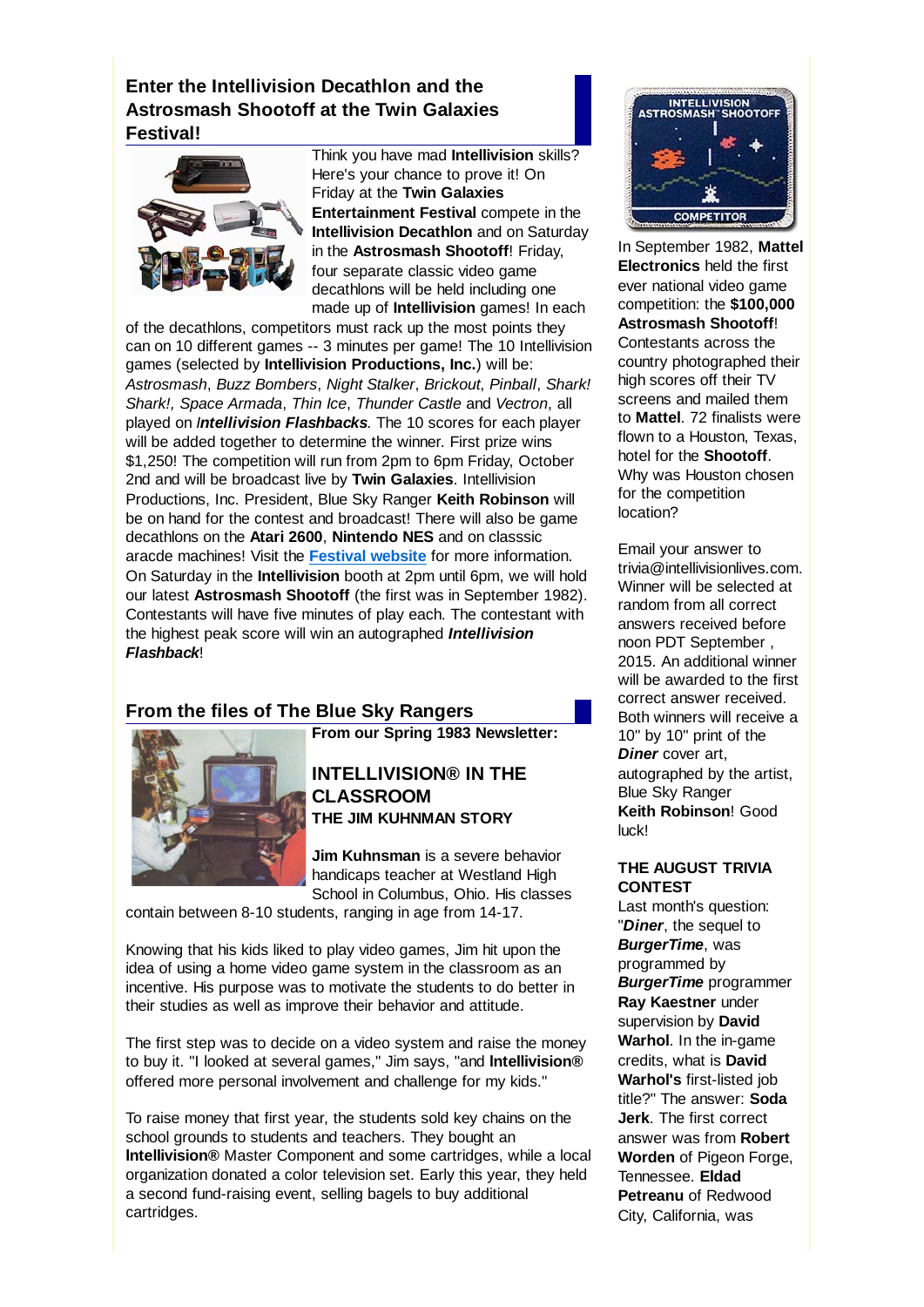## Enter the Intellivision Decathlon and the Astrosmash Shootoff at the Twin Galaxies Festival!

Think you have mad **Intellivision** skills? Here's your chance to prove it! On Friday at the **Twin Galaxies Entertainment Festival** compete in the **Intellivision Decathlon** and on Saturday in the **Astrosmash Shootoff**! Friday, four separate classic video game decathlons will be held including one made up of **Intellivision** games! In each of the decathlons, competitors must rack up the most points they can on 10 different games -- 3 minutes per game! The 10 Intellivision games (selected by **Intellivision Productions, Inc.**) will be: *Astrosmash*, *Buzz Bombers*, *Night Stalker*, *Brickout*, *Pinball*, *Shark! Shark!, Space Armada*, *Thin Ice*, *Thunder Castle* and *Vectron*, all played on ***Intellivision Flashbacks***. The 10 scores for each player will be added together to determine the winner. First prize wins $1,250! The competition will run from 2pm to 6pm Friday, October 2nd and will be broadcast live by **Twin Galaxies**. Intellivision Productions, Inc. President, Blue Sky Ranger **Keith Robinson** will be on hand for the contest and broadcast! There will also be game decathlons on the **Atari 2600**, **Nintendo NES** and on classsic aracde machines! Visit the **Festival website** for more information. On Saturday in the **Intellivision** booth at 2pm until 6pm, we will hold our latest **Astrosmash Shootoff** (the first was in September 1982). Contestants will have five minutes of play each. The contestant with the highest peak score will win an autographed ***Intellivision Flashback***!

## From the files of The Blue Sky Rangers

**From our Spring 1983 Newsletter:**

### INTELLIVISION® IN THE CLASSROOM

**THE JIM KUHNMAN STORY**

**Jim Kuhnsman** is a severe behavior handicaps teacher at Westland High School in Columbus, Ohio. His classes contain between 8-10 students, ranging in age from 14-17.

Knowing that his kids liked to play video games, Jim hit upon the idea of using a home video game system in the classroom as an incentive. His purpose was to motivate the students to do better in their studies as well as improve their behavior and attitude.

The first step was to decide on a video system and raise the money to buy it. "I looked at several games," Jim says, "and **Intellivision®** offered more personal involvement and challenge for my kids."

To raise money that first year, the students sold key chains on the school grounds to students and teachers. They bought an **Intellivision®** Master Component and some cartridges, while a local organization donated a color television set. Early this year, they held a second fund-raising event, selling bagels to buy additional cartridges.

In September 1982, **Mattel Electronics** held the first ever national video game competition: the **$100,000 Astrosmash Shootoff**! Contestants across the country photographed their high scores off their TV screens and mailed them to **Mattel**. 72 finalists were flown to a Houston, Texas, hotel for the **Shootoff**. Why was Houston chosen for the competition location?

Email your answer to trivia@intellivisionlives.com. Winner will be selected at random from all correct answers received before noon PDT September , 2015. An additional winner will be awarded to the first correct answer received. Both winners will receive a 10" by 10" print of the ***Diner*** cover art, autographed by the artist, Blue Sky Ranger **Keith Robinson**! Good luck!

**THE AUGUST TRIVIA CONTEST**

Last month's question: "***Diner***, the sequel to ***BurgerTime***, was programmed by ***BurgerTime*** programmer **Ray Kaestner** under supervision by **David Warhol**. In the in-game credits, what is **David Warhol's** first-listed job title?" The answer: **Soda Jerk**. The first correct answer was from **Robert Worden** of Pigeon Forge, Tennessee. **Eldad Petreanu** of Redwood City, California, was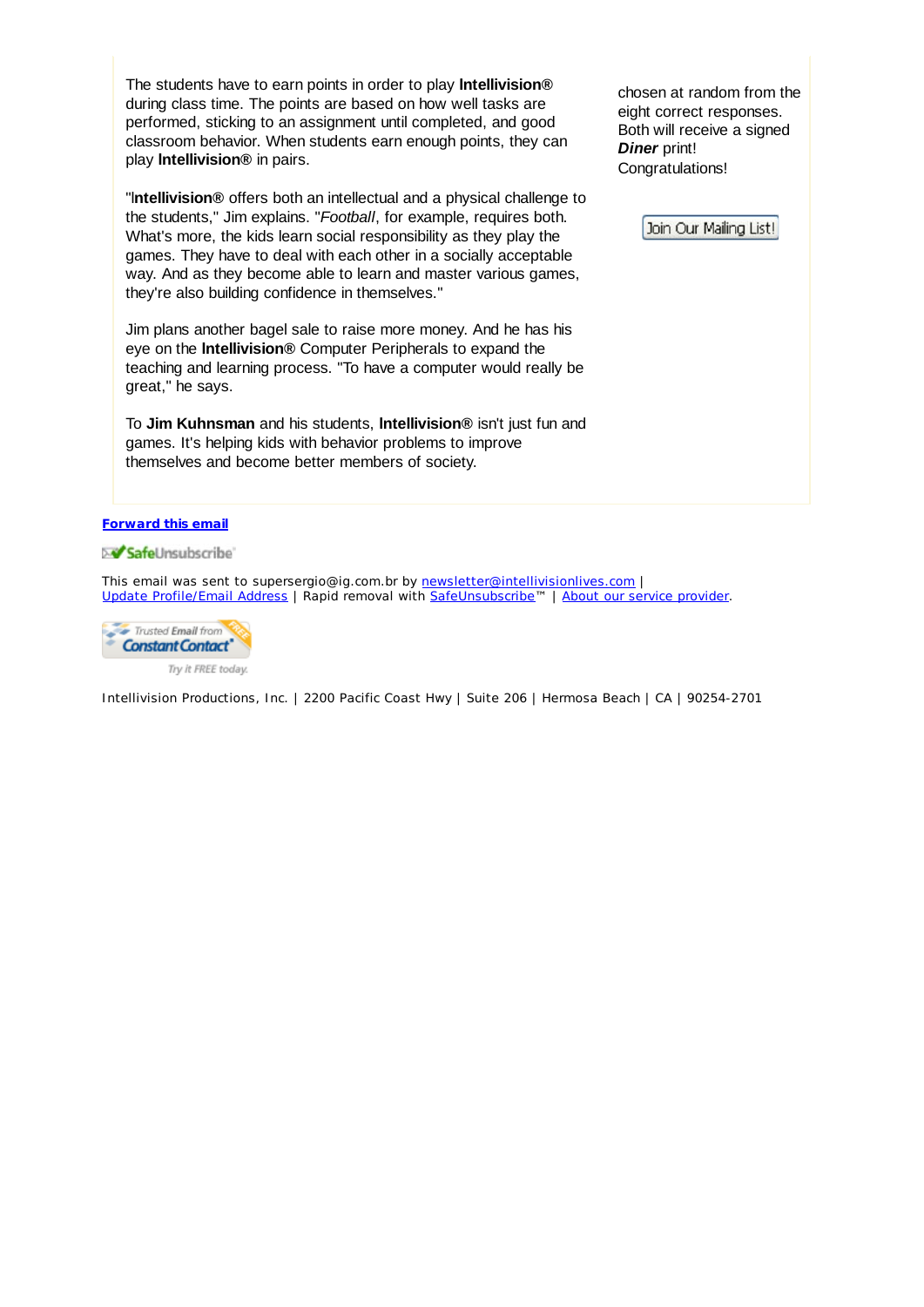The students have to earn points in order to play **Intellivision®** during class time. The points are based on how well tasks are performed, sticking to an assignment until completed, and good classroom behavior. When students earn enough points, they can play **Intellivision®** in pairs.

"**Intellivision®** offers both an intellectual and a physical challenge to the students," Jim explains. "*Football*, for example, requires both. What's more, the kids learn social responsibility as they play the games. They have to deal with each other in a socially acceptable way. And as they become able to learn and master various games, they're also building confidence in themselves."

Jim plans another bagel sale to raise more money. And he has his eye on the **Intellivision®** Computer Peripherals to expand the teaching and learning process. "To have a computer would really be great," he says.

To **Jim Kuhnsman** and his students, **Intellivision®** isn't just fun and games. It's helping kids with behavior problems to improve themselves and become better members of society.

chosen at random from the eight correct responses. Both will receive a signed ***Diner*** print! Congratulations!

Join Our Mailing List!

**Forward this email**

SafeUnsubscribe

This email was sent to supersergio@ig.com.br by newsletter@intellivisionlives.com | Update Profile/Email Address | Rapid removal with SafeUnsubscribe™ | About our service provider.

Trusted Email from Constant Contact — Try it FREE today.

Intellivision Productions, Inc. | 2200 Pacific Coast Hwy | Suite 206 | Hermosa Beach | CA | 90254-2701